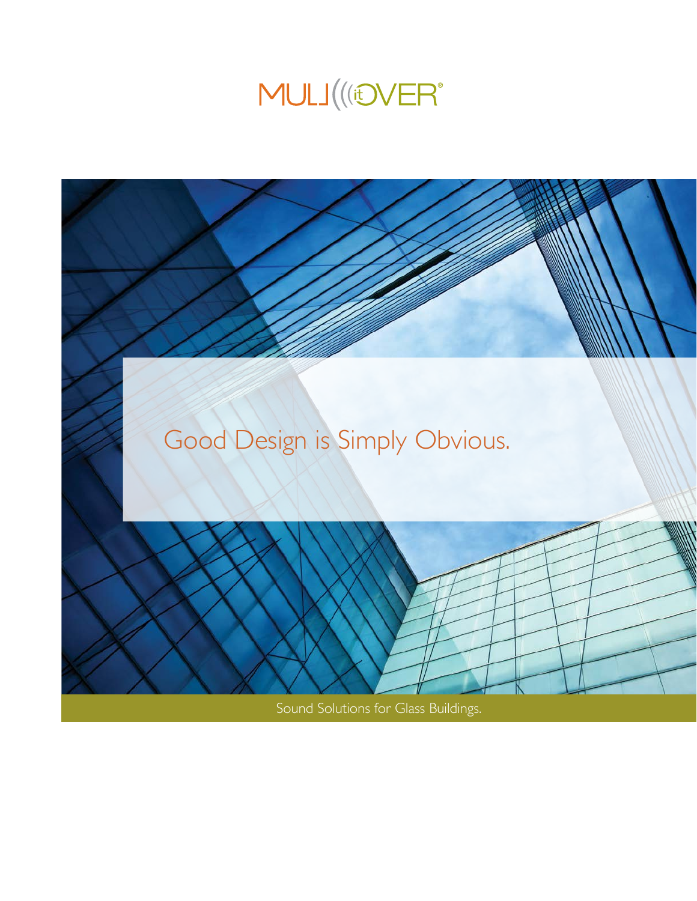# MULL it OVER®

## Good Design is Simply Obvious.

Sound Solutions for Glass Buildings.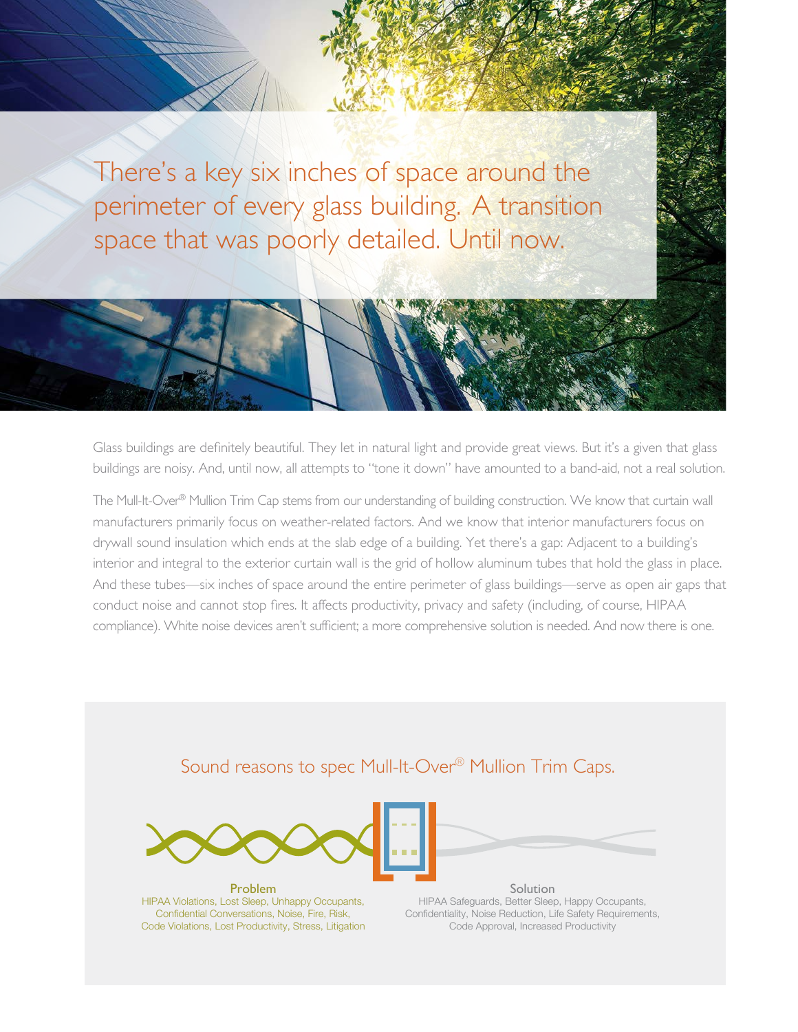# There's a key six inches of space around the perimeter of every glass building. A transition space that was poorly detailed. Until now.

Glass buildings are definitely beautiful. They let in natural light and provide great views. But it's a given that glass buildings are noisy. And, until now, all attempts to "tone it down" have amounted to a band-aid, not a real solution.

The Mull-It-Over® Mullion Trim Cap stems from our understanding of building construction. We know that curtain wall manufacturers primarily focus on weather-related factors. And we know that interior manufacturers focus on drywall sound insulation which ends at the slab edge of a building. Yet there's a gap: Adjacent to a building's interior and integral to the exterior curtain wall is the grid of hollow aluminum tubes that hold the glass in place. And these tubes—six inches of space around the entire perimeter of glass buildings—serve as open air gaps that conduct noise and cannot stop fires. It affects productivity, privacy and safety (including, of course, HIPAA compliance). White noise devices aren't sufficient; a more comprehensive solution is needed. And now there is one.

## Sound reasons to spec Mull-It-Over® Mullion Trim Caps.

**Problem**
HIPAA Violations, Lost Sleep, Unhappy Occupants, Confidential Conversations, Noise, Fire, Risk, Code Violations, Lost Productivity, Stress, Litigation

**Solution**
HIPAA Safeguards, Better Sleep, Happy Occupants, Confidentiality, Noise Reduction, Life Safety Requirements, Code Approval, Increased Productivity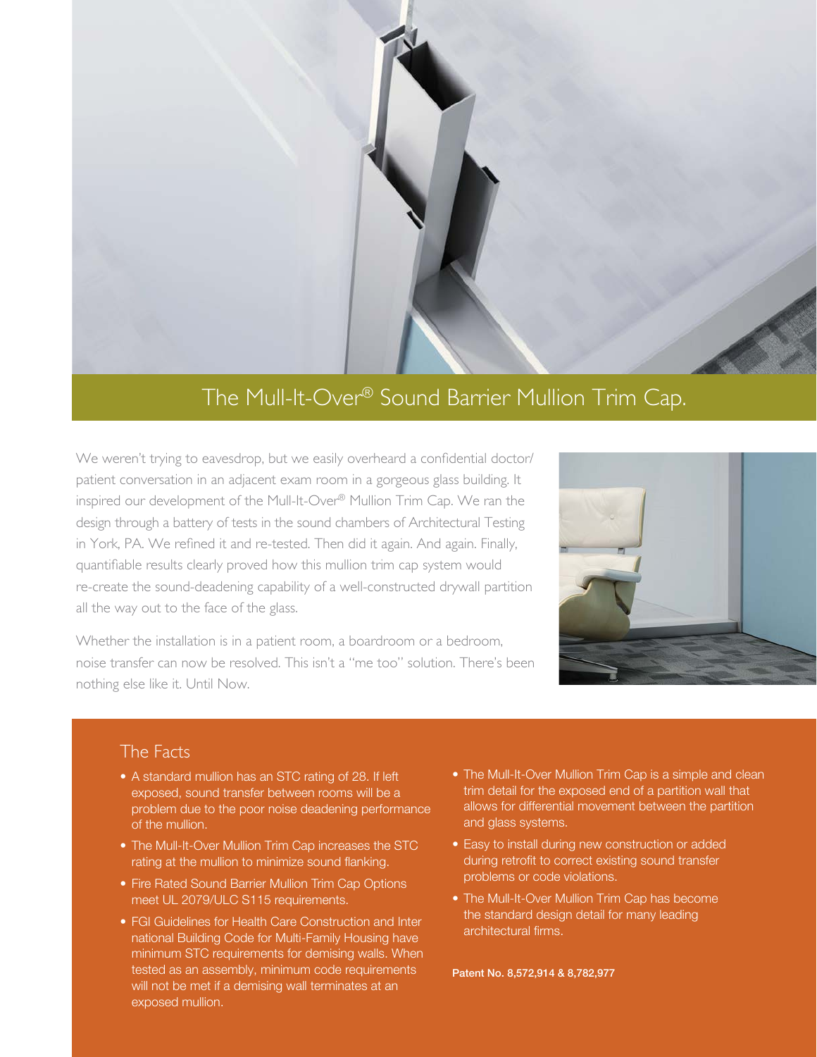# The Mull-It-Over® Sound Barrier Mullion Trim Cap.

We weren't trying to eavesdrop, but we easily overheard a confidential doctor/patient conversation in an adjacent exam room in a gorgeous glass building. It inspired our development of the Mull-It-Over® Mullion Trim Cap. We ran the design through a battery of tests in the sound chambers of Architectural Testing in York, PA. We refined it and re-tested. Then did it again. And again. Finally, quantifiable results clearly proved how this mullion trim cap system would re-create the sound-deadening capability of a well-constructed drywall partition all the way out to the face of the glass.

Whether the installation is in a patient room, a boardroom or a bedroom, noise transfer can now be resolved. This isn't a "me too" solution. There's been nothing else like it. Until Now.

## The Facts

- A standard mullion has an STC rating of 28. If left exposed, sound transfer between rooms will be a problem due to the poor noise deadening performance of the mullion.
- The Mull-It-Over Mullion Trim Cap increases the STC rating at the mullion to minimize sound flanking.
- Fire Rated Sound Barrier Mullion Trim Cap Options meet UL 2079/ULC S115 requirements.
- FGI Guidelines for Health Care Construction and International Building Code for Multi-Family Housing have minimum STC requirements for demising walls. When tested as an assembly, minimum code requirements will not be met if a demising wall terminates at an exposed mullion.
- The Mull-It-Over Mullion Trim Cap is a simple and clean trim detail for the exposed end of a partition wall that allows for differential movement between the partition and glass systems.
- Easy to install during new construction or added during retrofit to correct existing sound transfer problems or code violations.
- The Mull-It-Over Mullion Trim Cap has become the standard design detail for many leading architectural firms.

**Patent No. 8,572,914 & 8,782,977**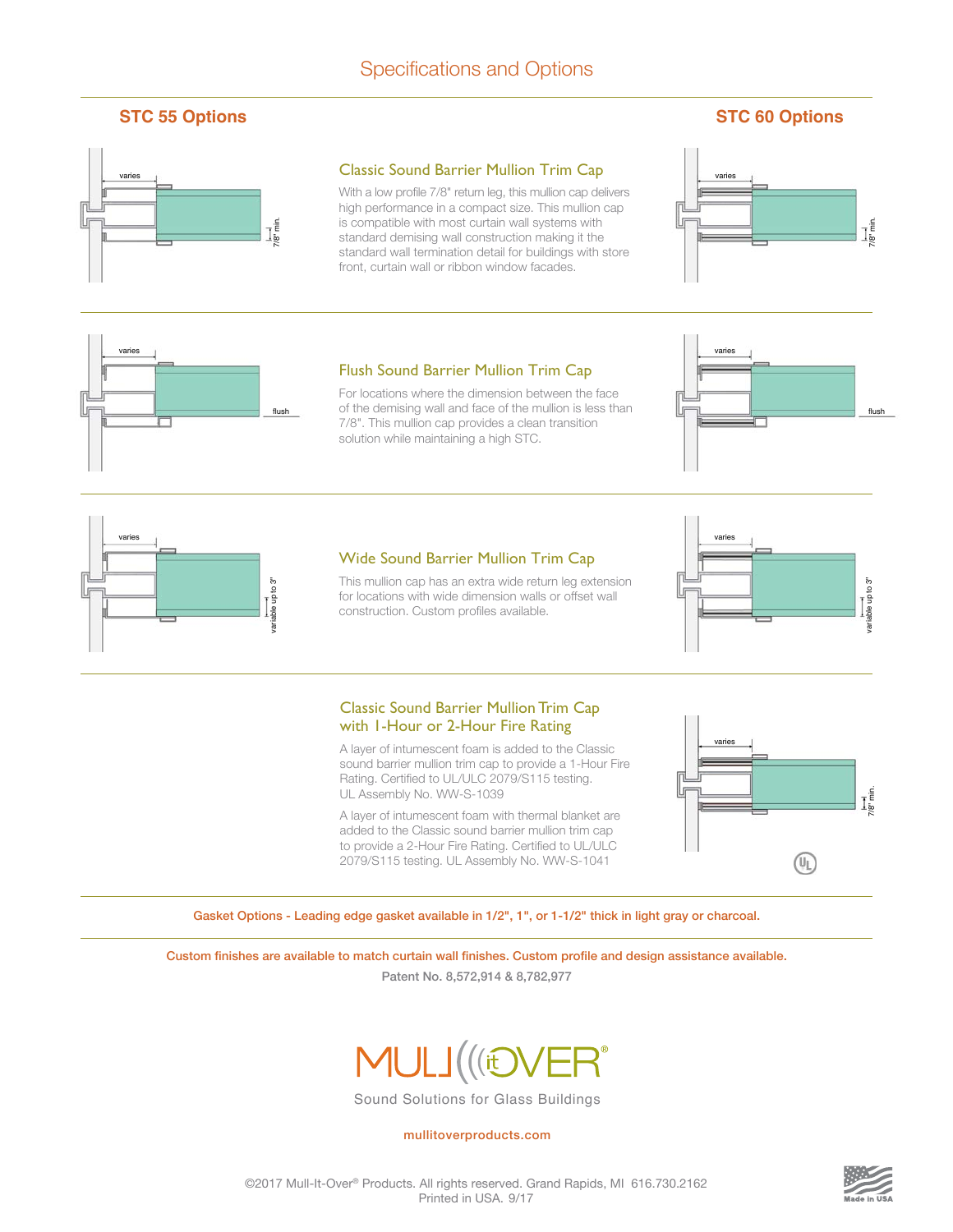# Specifications and Options

**STC 55 Options** **STC 60 Options**

varies

7/8" min.

## Classic Sound Barrier Mullion Trim Cap

With a low profile 7/8" return leg, this mullion cap delivers high performance in a compact size. This mullion cap is compatible with most curtain wall systems with standard demising wall construction making it the standard wall termination detail for buildings with store front, curtain wall or ribbon window facades.

varies

flush

## Flush Sound Barrier Mullion Trim Cap

For locations where the dimension between the face of the demising wall and face of the mullion is less than 7/8". This mullion cap provides a clean transition solution while maintaining a high STC.

varies

variable up to 3"

## Wide Sound Barrier Mullion Trim Cap

This mullion cap has an extra wide return leg extension for locations with wide dimension walls or offset wall construction. Custom profiles available.

## Classic Sound Barrier Mullion Trim Cap with 1-Hour or 2-Hour Fire Rating

A layer of intumescent foam is added to the Classic sound barrier mullion trim cap to provide a 1-Hour Fire Rating. Certified to UL/ULC 2079/S115 testing. UL Assembly No. WW-S-1039

A layer of intumescent foam with thermal blanket are added to the Classic sound barrier mullion trim cap to provide a 2-Hour Fire Rating. Certified to UL/ULC 2079/S115 testing. UL Assembly No. WW-S-1041

varies

7/8" min.

UL

Gasket Options - Leading edge gasket available in 1/2", 1", or 1-1/2" thick in light gray or charcoal.

Custom finishes are available to match curtain wall finishes. Custom profile and design assistance available.

Patent No. 8,572,914 & 8,782,977

MULL it OVER®

Sound Solutions for Glass Buildings

mullitoverproducts.com

©2017 Mull-It-Over® Products. All rights reserved. Grand Rapids, MI 616.730.2162
Printed in USA. 9/17

Made in USA